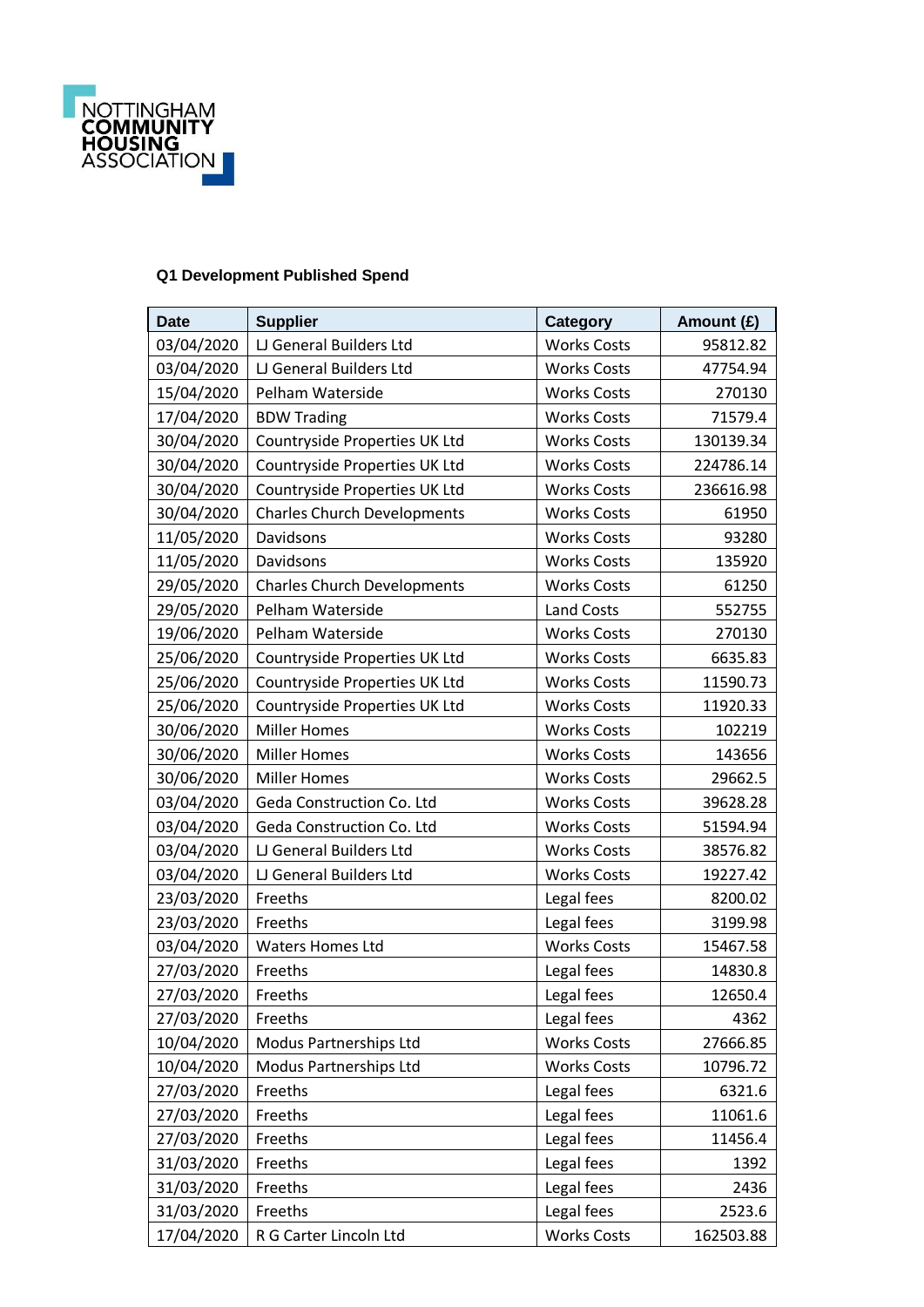NOTTINGHAM COMMUNITY HOUSING ASSOCIATION

### Q1 Development Published Spend

| Date | Supplier | Category | Amount (£) |
|---|---|---|---|
| 03/04/2020 | LJ General Builders Ltd | Works Costs | 95812.82 |
| 03/04/2020 | LJ General Builders Ltd | Works Costs | 47754.94 |
| 15/04/2020 | Pelham Waterside | Works Costs | 270130 |
| 17/04/2020 | BDW Trading | Works Costs | 71579.4 |
| 30/04/2020 | Countryside Properties UK Ltd | Works Costs | 130139.34 |
| 30/04/2020 | Countryside Properties UK Ltd | Works Costs | 224786.14 |
| 30/04/2020 | Countryside Properties UK Ltd | Works Costs | 236616.98 |
| 30/04/2020 | Charles Church Developments | Works Costs | 61950 |
| 11/05/2020 | Davidsons | Works Costs | 93280 |
| 11/05/2020 | Davidsons | Works Costs | 135920 |
| 29/05/2020 | Charles Church Developments | Works Costs | 61250 |
| 29/05/2020 | Pelham Waterside | Land Costs | 552755 |
| 19/06/2020 | Pelham Waterside | Works Costs | 270130 |
| 25/06/2020 | Countryside Properties UK Ltd | Works Costs | 6635.83 |
| 25/06/2020 | Countryside Properties UK Ltd | Works Costs | 11590.73 |
| 25/06/2020 | Countryside Properties UK Ltd | Works Costs | 11920.33 |
| 30/06/2020 | Miller Homes | Works Costs | 102219 |
| 30/06/2020 | Miller Homes | Works Costs | 143656 |
| 30/06/2020 | Miller Homes | Works Costs | 29662.5 |
| 03/04/2020 | Geda Construction Co. Ltd | Works Costs | 39628.28 |
| 03/04/2020 | Geda Construction Co. Ltd | Works Costs | 51594.94 |
| 03/04/2020 | LJ General Builders Ltd | Works Costs | 38576.82 |
| 03/04/2020 | LJ General Builders Ltd | Works Costs | 19227.42 |
| 23/03/2020 | Freeths | Legal fees | 8200.02 |
| 23/03/2020 | Freeths | Legal fees | 3199.98 |
| 03/04/2020 | Waters Homes Ltd | Works Costs | 15467.58 |
| 27/03/2020 | Freeths | Legal fees | 14830.8 |
| 27/03/2020 | Freeths | Legal fees | 12650.4 |
| 27/03/2020 | Freeths | Legal fees | 4362 |
| 10/04/2020 | Modus Partnerships Ltd | Works Costs | 27666.85 |
| 10/04/2020 | Modus Partnerships Ltd | Works Costs | 10796.72 |
| 27/03/2020 | Freeths | Legal fees | 6321.6 |
| 27/03/2020 | Freeths | Legal fees | 11061.6 |
| 27/03/2020 | Freeths | Legal fees | 11456.4 |
| 31/03/2020 | Freeths | Legal fees | 1392 |
| 31/03/2020 | Freeths | Legal fees | 2436 |
| 31/03/2020 | Freeths | Legal fees | 2523.6 |
| 17/04/2020 | R G Carter Lincoln Ltd | Works Costs | 162503.88 |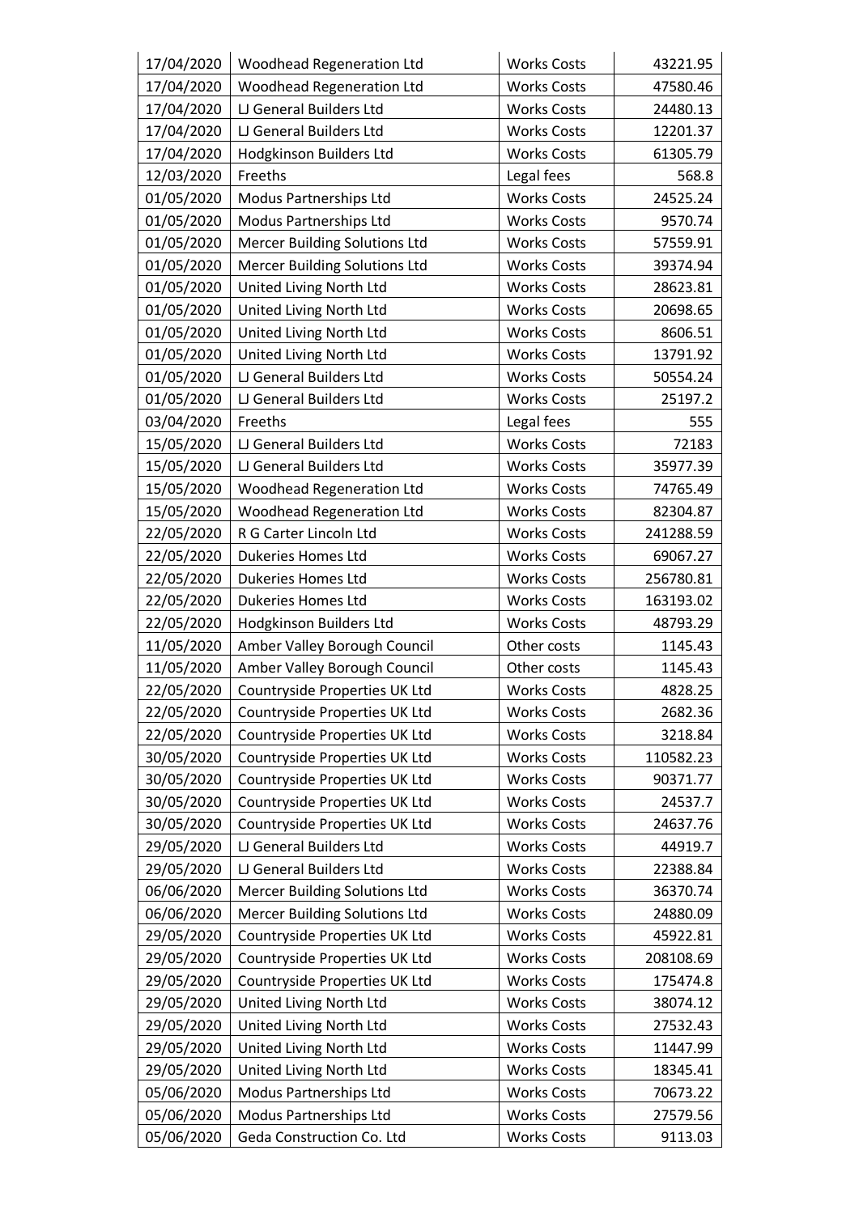| 17/04/2020 | Woodhead Regeneration Ltd | Works Costs | 43221.95 |
|---|---|---|---|
| 17/04/2020 | Woodhead Regeneration Ltd | Works Costs | 47580.46 |
| 17/04/2020 | LJ General Builders Ltd | Works Costs | 24480.13 |
| 17/04/2020 | LJ General Builders Ltd | Works Costs | 12201.37 |
| 17/04/2020 | Hodgkinson Builders Ltd | Works Costs | 61305.79 |
| 12/03/2020 | Freeths | Legal fees | 568.8 |
| 01/05/2020 | Modus Partnerships Ltd | Works Costs | 24525.24 |
| 01/05/2020 | Modus Partnerships Ltd | Works Costs | 9570.74 |
| 01/05/2020 | Mercer Building Solutions Ltd | Works Costs | 57559.91 |
| 01/05/2020 | Mercer Building Solutions Ltd | Works Costs | 39374.94 |
| 01/05/2020 | United Living North Ltd | Works Costs | 28623.81 |
| 01/05/2020 | United Living North Ltd | Works Costs | 20698.65 |
| 01/05/2020 | United Living North Ltd | Works Costs | 8606.51 |
| 01/05/2020 | United Living North Ltd | Works Costs | 13791.92 |
| 01/05/2020 | LJ General Builders Ltd | Works Costs | 50554.24 |
| 01/05/2020 | LJ General Builders Ltd | Works Costs | 25197.2 |
| 03/04/2020 | Freeths | Legal fees | 555 |
| 15/05/2020 | LJ General Builders Ltd | Works Costs | 72183 |
| 15/05/2020 | LJ General Builders Ltd | Works Costs | 35977.39 |
| 15/05/2020 | Woodhead Regeneration Ltd | Works Costs | 74765.49 |
| 15/05/2020 | Woodhead Regeneration Ltd | Works Costs | 82304.87 |
| 22/05/2020 | R G Carter Lincoln Ltd | Works Costs | 241288.59 |
| 22/05/2020 | Dukeries Homes Ltd | Works Costs | 69067.27 |
| 22/05/2020 | Dukeries Homes Ltd | Works Costs | 256780.81 |
| 22/05/2020 | Dukeries Homes Ltd | Works Costs | 163193.02 |
| 22/05/2020 | Hodgkinson Builders Ltd | Works Costs | 48793.29 |
| 11/05/2020 | Amber Valley Borough Council | Other costs | 1145.43 |
| 11/05/2020 | Amber Valley Borough Council | Other costs | 1145.43 |
| 22/05/2020 | Countryside Properties UK Ltd | Works Costs | 4828.25 |
| 22/05/2020 | Countryside Properties UK Ltd | Works Costs | 2682.36 |
| 22/05/2020 | Countryside Properties UK Ltd | Works Costs | 3218.84 |
| 30/05/2020 | Countryside Properties UK Ltd | Works Costs | 110582.23 |
| 30/05/2020 | Countryside Properties UK Ltd | Works Costs | 90371.77 |
| 30/05/2020 | Countryside Properties UK Ltd | Works Costs | 24537.7 |
| 30/05/2020 | Countryside Properties UK Ltd | Works Costs | 24637.76 |
| 29/05/2020 | LJ General Builders Ltd | Works Costs | 44919.7 |
| 29/05/2020 | LJ General Builders Ltd | Works Costs | 22388.84 |
| 06/06/2020 | Mercer Building Solutions Ltd | Works Costs | 36370.74 |
| 06/06/2020 | Mercer Building Solutions Ltd | Works Costs | 24880.09 |
| 29/05/2020 | Countryside Properties UK Ltd | Works Costs | 45922.81 |
| 29/05/2020 | Countryside Properties UK Ltd | Works Costs | 208108.69 |
| 29/05/2020 | Countryside Properties UK Ltd | Works Costs | 175474.8 |
| 29/05/2020 | United Living North Ltd | Works Costs | 38074.12 |
| 29/05/2020 | United Living North Ltd | Works Costs | 27532.43 |
| 29/05/2020 | United Living North Ltd | Works Costs | 11447.99 |
| 29/05/2020 | United Living North Ltd | Works Costs | 18345.41 |
| 05/06/2020 | Modus Partnerships Ltd | Works Costs | 70673.22 |
| 05/06/2020 | Modus Partnerships Ltd | Works Costs | 27579.56 |
| 05/06/2020 | Geda Construction Co. Ltd | Works Costs | 9113.03 |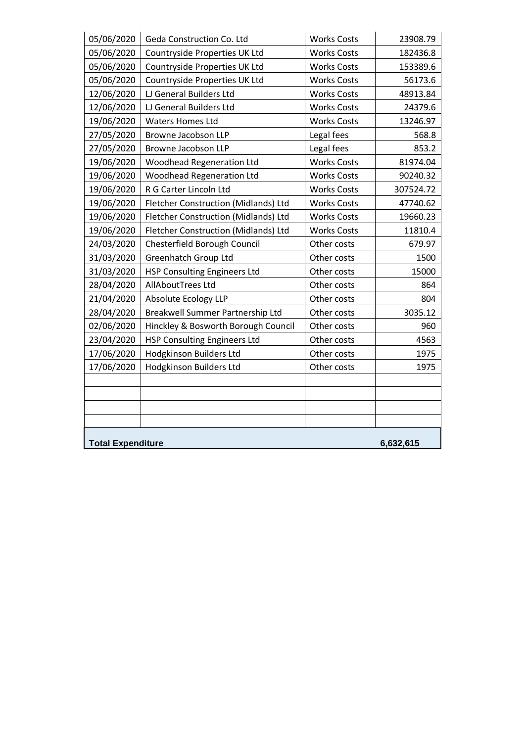| | | | |
|---|---|---|---|
| 05/06/2020 | Geda Construction Co. Ltd | Works Costs | 23908.79 |
| 05/06/2020 | Countryside Properties UK Ltd | Works Costs | 182436.8 |
| 05/06/2020 | Countryside Properties UK Ltd | Works Costs | 153389.6 |
| 05/06/2020 | Countryside Properties UK Ltd | Works Costs | 56173.6 |
| 12/06/2020 | LJ General Builders Ltd | Works Costs | 48913.84 |
| 12/06/2020 | LJ General Builders Ltd | Works Costs | 24379.6 |
| 19/06/2020 | Waters Homes Ltd | Works Costs | 13246.97 |
| 27/05/2020 | Browne Jacobson LLP | Legal fees | 568.8 |
| 27/05/2020 | Browne Jacobson LLP | Legal fees | 853.2 |
| 19/06/2020 | Woodhead Regeneration Ltd | Works Costs | 81974.04 |
| 19/06/2020 | Woodhead Regeneration Ltd | Works Costs | 90240.32 |
| 19/06/2020 | R G Carter Lincoln Ltd | Works Costs | 307524.72 |
| 19/06/2020 | Fletcher Construction (Midlands) Ltd | Works Costs | 47740.62 |
| 19/06/2020 | Fletcher Construction (Midlands) Ltd | Works Costs | 19660.23 |
| 19/06/2020 | Fletcher Construction (Midlands) Ltd | Works Costs | 11810.4 |
| 24/03/2020 | Chesterfield Borough Council | Other costs | 679.97 |
| 31/03/2020 | Greenhatch Group Ltd | Other costs | 1500 |
| 31/03/2020 | HSP Consulting Engineers Ltd | Other costs | 15000 |
| 28/04/2020 | AllAboutTrees Ltd | Other costs | 864 |
| 21/04/2020 | Absolute Ecology LLP | Other costs | 804 |
| 28/04/2020 | Breakwell Summer Partnership Ltd | Other costs | 3035.12 |
| 02/06/2020 | Hinckley & Bosworth Borough Council | Other costs | 960 |
| 23/04/2020 | HSP Consulting Engineers Ltd | Other costs | 4563 |
| 17/06/2020 | Hodgkinson Builders Ltd | Other costs | 1975 |
| 17/06/2020 | Hodgkinson Builders Ltd | Other costs | 1975 |
| | | | |
| | | | |
| | | | |
| | | | |
| **Total Expenditure** | | | **6,632,615** |